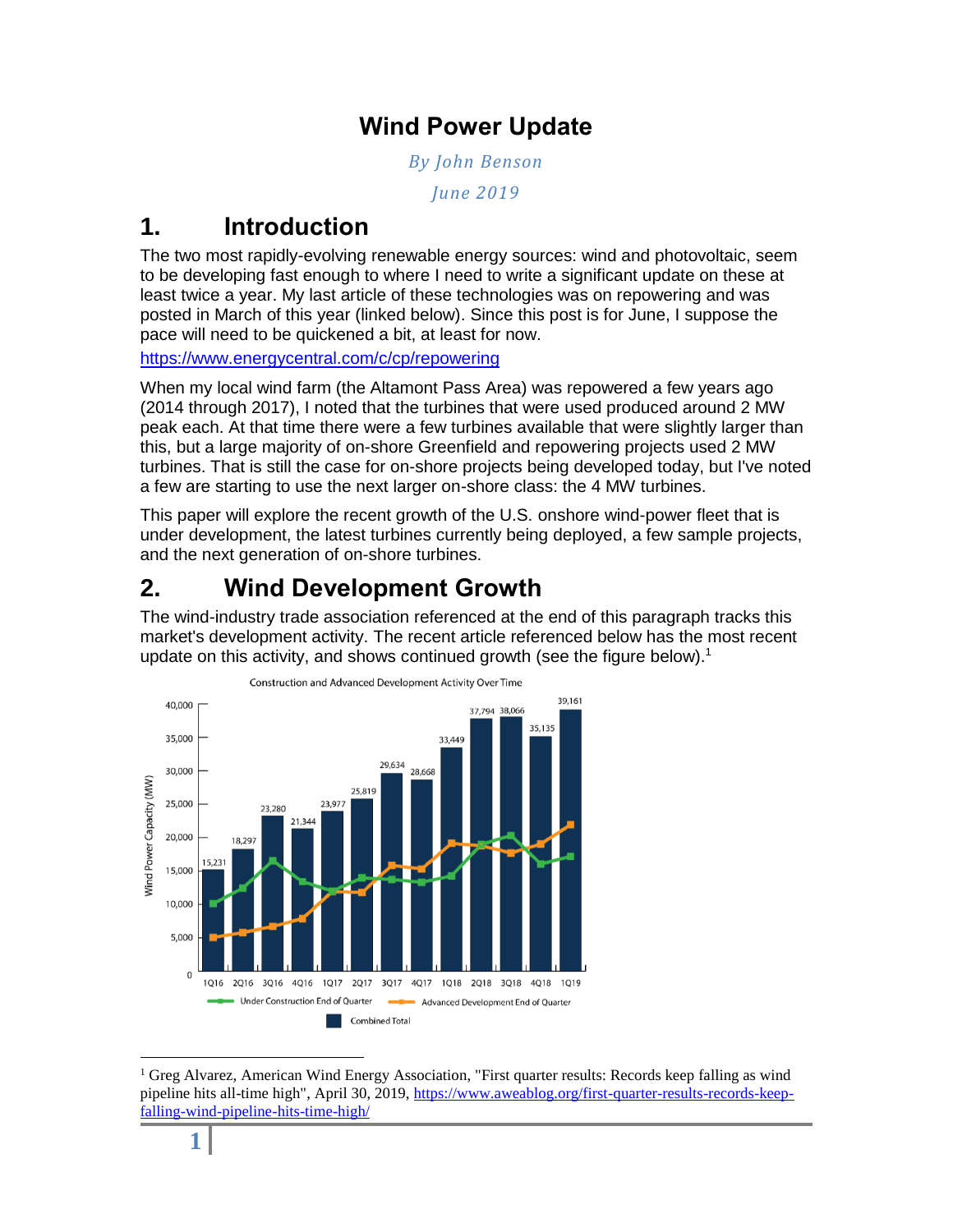# Wind Power Update

*By John Benson*

*June 2019*

## 1. Introduction

The two most rapidly-evolving renewable energy sources: wind and photovoltaic, seem to be developing fast enough to where I need to write a significant update on these at least twice a year. My last article of these technologies was on repowering and was posted in March of this year (linked below). Since this post is for June, I suppose the pace will need to be quickened a bit, at least for now.

https://www.energycentral.com/c/cp/repowering

When my local wind farm (the Altamont Pass Area) was repowered a few years ago (2014 through 2017), I noted that the turbines that were used produced around 2 MW peak each. At that time there were a few turbines available that were slightly larger than this, but a large majority of on-shore Greenfield and repowering projects used 2 MW turbines. That is still the case for on-shore projects being developed today, but I've noted a few are starting to use the next larger on-shore class: the 4 MW turbines.

This paper will explore the recent growth of the U.S. onshore wind-power fleet that is under development, the latest turbines currently being deployed, a few sample projects, and the next generation of on-shore turbines.

## 2. Wind Development Growth

The wind-industry trade association referenced at the end of this paragraph tracks this market's development activity. The recent article referenced below has the most recent update on this activity, and shows continued growth (see the figure below).[1]

Construction and Advanced Development Activity Over Time

---

[1] Greg Alvarez, American Wind Energy Association, "First quarter results: Records keep falling as wind pipeline hits all-time high", April 30, 2019, https://www.aweablog.org/first-quarter-results-records-keep-falling-wind-pipeline-hits-time-high/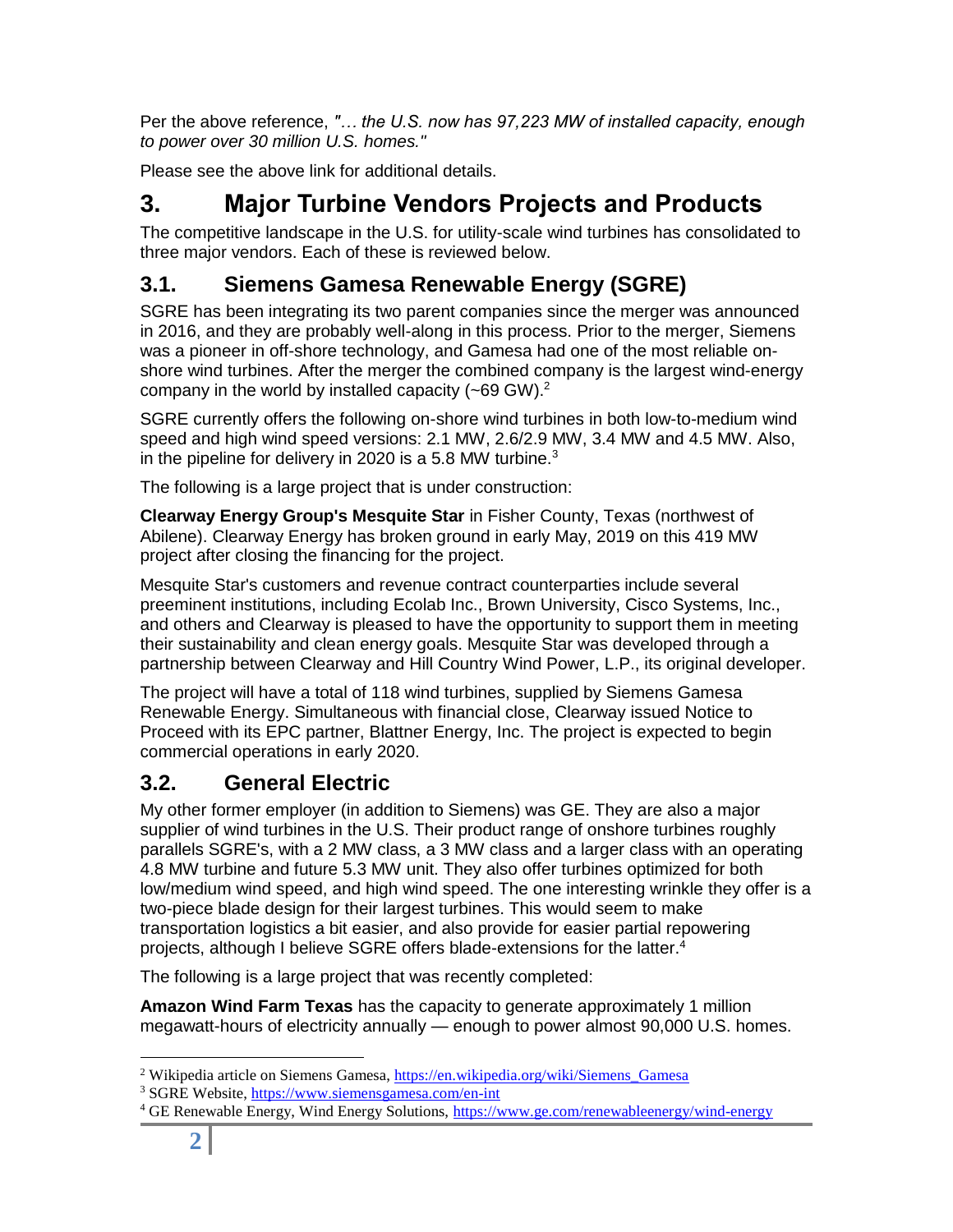Per the above reference, *"… the U.S. now has 97,223 MW of installed capacity, enough to power over 30 million U.S. homes."*

Please see the above link for additional details.

# 3. Major Turbine Vendors Projects and Products

The competitive landscape in the U.S. for utility-scale wind turbines has consolidated to three major vendors. Each of these is reviewed below.

## 3.1. Siemens Gamesa Renewable Energy (SGRE)

SGRE has been integrating its two parent companies since the merger was announced in 2016, and they are probably well-along in this process. Prior to the merger, Siemens was a pioneer in off-shore technology, and Gamesa had one of the most reliable on-shore wind turbines. After the merger the combined company is the largest wind-energy company in the world by installed capacity (~69 GW).[2]

SGRE currently offers the following on-shore wind turbines in both low-to-medium wind speed and high wind speed versions: 2.1 MW, 2.6/2.9 MW, 3.4 MW and 4.5 MW. Also, in the pipeline for delivery in 2020 is a 5.8 MW turbine.[3]

The following is a large project that is under construction:

**Clearway Energy Group's Mesquite Star** in Fisher County, Texas (northwest of Abilene). Clearway Energy has broken ground in early May, 2019 on this 419 MW project after closing the financing for the project.

Mesquite Star's customers and revenue contract counterparties include several preeminent institutions, including Ecolab Inc., Brown University, Cisco Systems, Inc., and others and Clearway is pleased to have the opportunity to support them in meeting their sustainability and clean energy goals. Mesquite Star was developed through a partnership between Clearway and Hill Country Wind Power, L.P., its original developer.

The project will have a total of 118 wind turbines, supplied by Siemens Gamesa Renewable Energy. Simultaneous with financial close, Clearway issued Notice to Proceed with its EPC partner, Blattner Energy, Inc. The project is expected to begin commercial operations in early 2020.

## 3.2. General Electric

My other former employer (in addition to Siemens) was GE. They are also a major supplier of wind turbines in the U.S. Their product range of onshore turbines roughly parallels SGRE's, with a 2 MW class, a 3 MW class and a larger class with an operating 4.8 MW turbine and future 5.3 MW unit. They also offer turbines optimized for both low/medium wind speed, and high wind speed. The one interesting wrinkle they offer is a two-piece blade design for their largest turbines. This would seem to make transportation logistics a bit easier, and also provide for easier partial repowering projects, although I believe SGRE offers blade-extensions for the latter.[4]

The following is a large project that was recently completed:

**Amazon Wind Farm Texas** has the capacity to generate approximately 1 million megawatt-hours of electricity annually — enough to power almost 90,000 U.S. homes.

---

[2] Wikipedia article on Siemens Gamesa, https://en.wikipedia.org/wiki/Siemens_Gamesa

[3] SGRE Website, https://www.siemensgamesa.com/en-int

[4] GE Renewable Energy, Wind Energy Solutions, https://www.ge.com/renewableenergy/wind-energy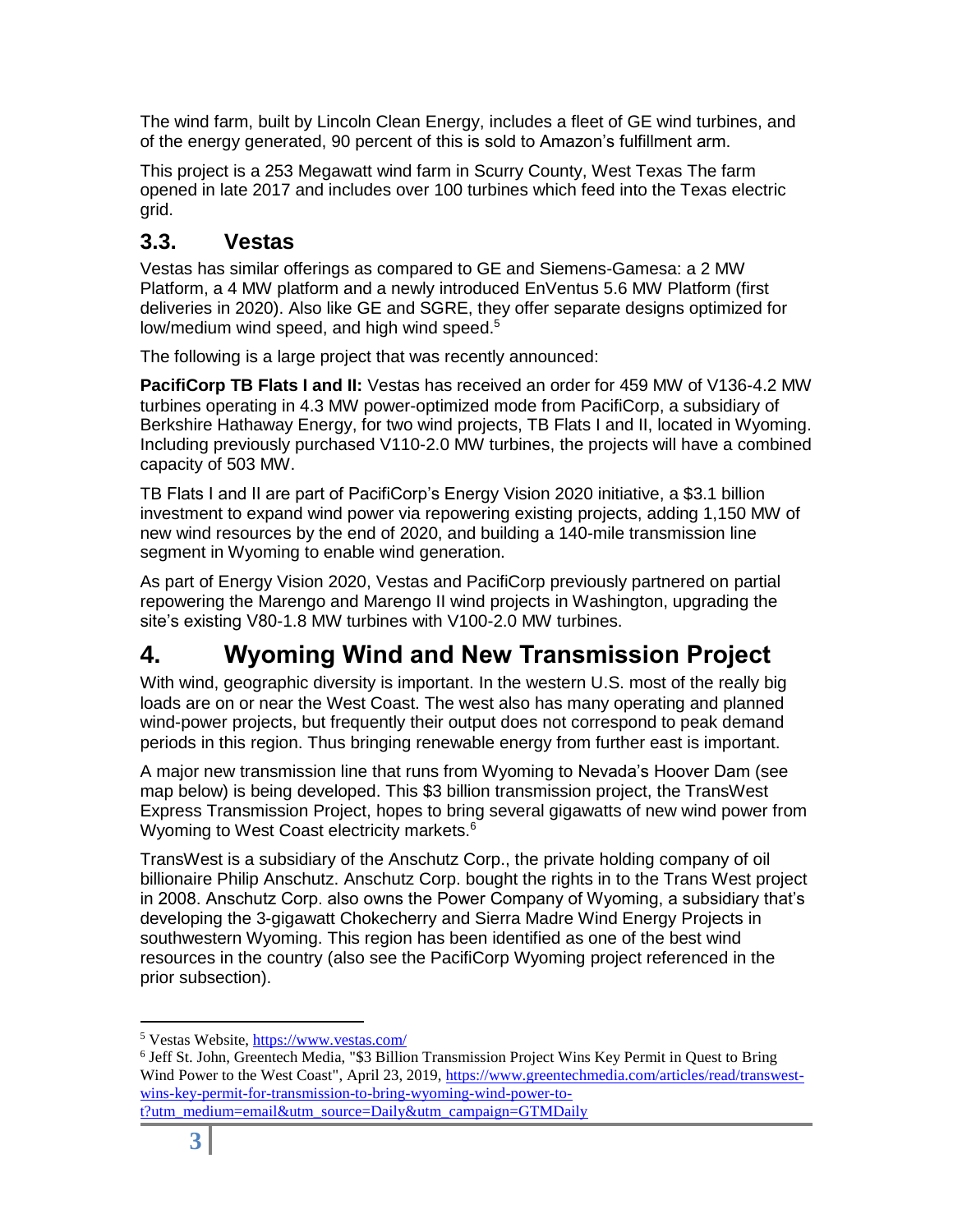The wind farm, built by Lincoln Clean Energy, includes a fleet of GE wind turbines, and of the energy generated, 90 percent of this is sold to Amazon's fulfillment arm.

This project is a 253 Megawatt wind farm in Scurry County, West Texas The farm opened in late 2017 and includes over 100 turbines which feed into the Texas electric grid.

## 3.3. Vestas

Vestas has similar offerings as compared to GE and Siemens-Gamesa: a 2 MW Platform, a 4 MW platform and a newly introduced EnVentus 5.6 MW Platform (first deliveries in 2020). Also like GE and SGRE, they offer separate designs optimized for low/medium wind speed, and high wind speed.[5]

The following is a large project that was recently announced:

**PacifiCorp TB Flats I and II:** Vestas has received an order for 459 MW of V136-4.2 MW turbines operating in 4.3 MW power-optimized mode from PacifiCorp, a subsidiary of Berkshire Hathaway Energy, for two wind projects, TB Flats I and II, located in Wyoming. Including previously purchased V110-2.0 MW turbines, the projects will have a combined capacity of 503 MW.

TB Flats I and II are part of PacifiCorp's Energy Vision 2020 initiative, a $3.1 billion investment to expand wind power via repowering existing projects, adding 1,150 MW of new wind resources by the end of 2020, and building a 140-mile transmission line segment in Wyoming to enable wind generation.

As part of Energy Vision 2020, Vestas and PacifiCorp previously partnered on partial repowering the Marengo and Marengo II wind projects in Washington, upgrading the site's existing V80-1.8 MW turbines with V100-2.0 MW turbines.

# 4. Wyoming Wind and New Transmission Project

With wind, geographic diversity is important. In the western U.S. most of the really big loads are on or near the West Coast. The west also has many operating and planned wind-power projects, but frequently their output does not correspond to peak demand periods in this region. Thus bringing renewable energy from further east is important.

A major new transmission line that runs from Wyoming to Nevada's Hoover Dam (see map below) is being developed. This $3 billion transmission project, the TransWest Express Transmission Project, hopes to bring several gigawatts of new wind power from Wyoming to West Coast electricity markets.[6]

TransWest is a subsidiary of the Anschutz Corp., the private holding company of oil billionaire Philip Anschutz. Anschutz Corp. bought the rights in to the Trans West project in 2008. Anschutz Corp. also owns the Power Company of Wyoming, a subsidiary that's developing the 3-gigawatt Chokecherry and Sierra Madre Wind Energy Projects in southwestern Wyoming. This region has been identified as one of the best wind resources in the country (also see the PacifiCorp Wyoming project referenced in the prior subsection).

---

[5] Vestas Website, https://www.vestas.com/

[6] Jeff St. John, Greentech Media, "$3 Billion Transmission Project Wins Key Permit in Quest to Bring Wind Power to the West Coast", April 23, 2019, https://www.greentechmedia.com/articles/read/transwest-wins-key-permit-for-transmission-to-bring-wyoming-wind-power-to-t?utm_medium=email&utm_source=Daily&utm_campaign=GTMDaily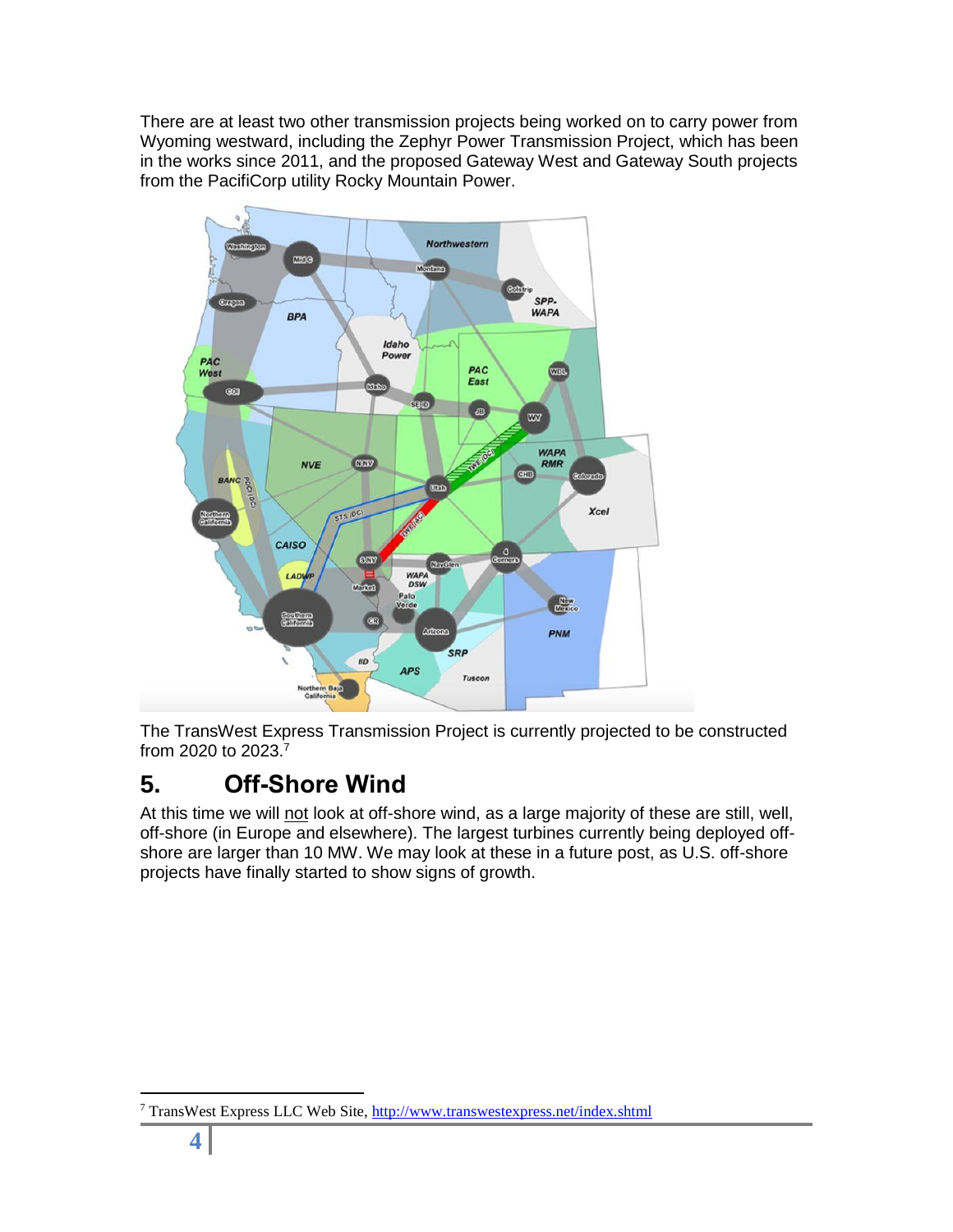There are at least two other transmission projects being worked on to carry power from Wyoming westward, including the Zephyr Power Transmission Project, which has been in the works since 2011, and the proposed Gateway West and Gateway South projects from the PacifiCorp utility Rocky Mountain Power.

The TransWest Express Transmission Project is currently projected to be constructed from 2020 to 2023.[7]

## 5. Off-Shore Wind

At this time we will not look at off-shore wind, as a large majority of these are still, well, off-shore (in Europe and elsewhere). The largest turbines currently being deployed off-shore are larger than 10 MW. We may look at these in a future post, as U.S. off-shore projects have finally started to show signs of growth.

---

[7] TransWest Express LLC Web Site, http://www.transwestexpress.net/index.shtml